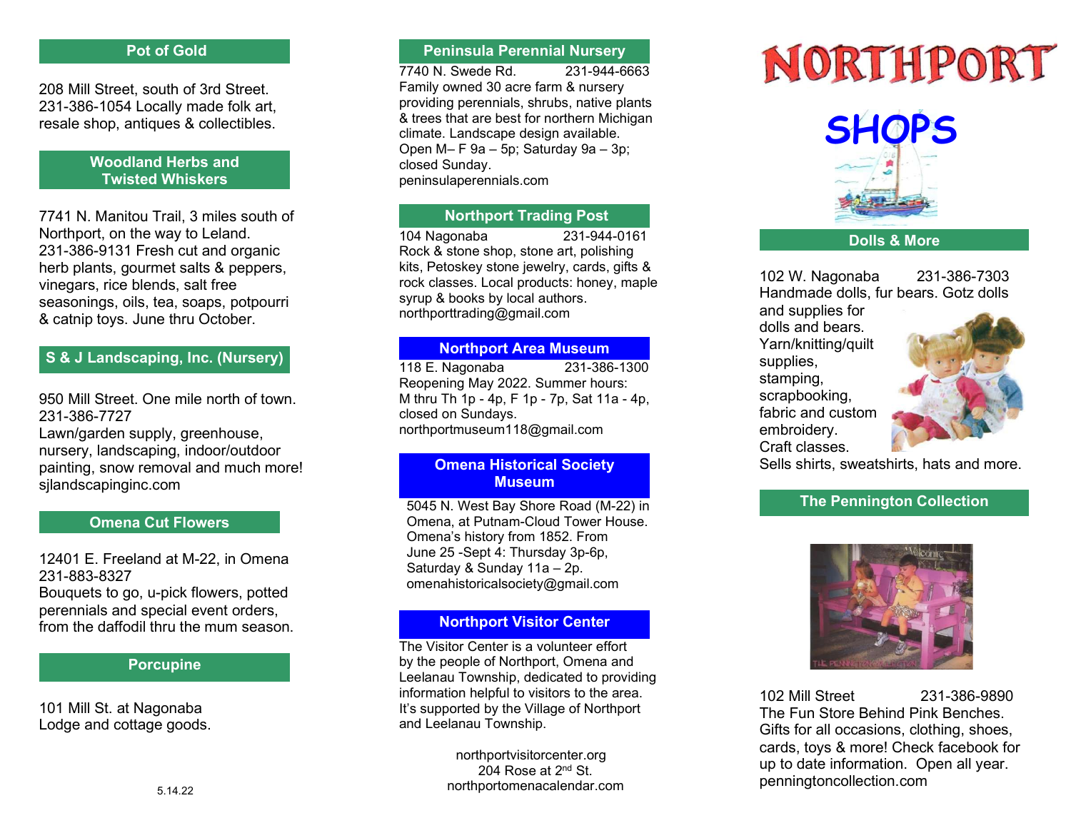## Pot of Gold

208 Mill Street, south of 3rd Street. 231-386-1054 Locally made folk art, resale shop, antiques & collectibles.

## Woodland Herbs and Twisted Whiskers

7741 N. Manitou Trail, 3 miles south of Northport, on the way to Leland. 231-386-9131 Fresh cut and organic herb plants, gourmet salts & peppers, vinegars, rice blends, salt free seasonings, oils, tea, soaps, potpourri & catnip toys. June thru October.

## S & J Landscaping, Inc. (Nursery)

950 Mill Street. One mile north of town. 231-386-7727
Lawn/garden supply, greenhouse, nursery, landscaping, indoor/outdoor painting, snow removal and much more!
sjlandscapinginc.com

## Omena Cut Flowers

12401 E. Freeland at M-22, in Omena 231-883-8327
Bouquets to go, u-pick flowers, potted perennials and special event orders, from the daffodil thru the mum season.

## Porcupine

101 Mill St. at Nagonaba
Lodge and cottage goods.

5.14.22

## Peninsula Perennial Nursery

7740 N. Swede Rd. 231-944-6663
Family owned 30 acre farm & nursery providing perennials, shrubs, native plants & trees that are best for northern Michigan climate. Landscape design available. Open M– F 9a – 5p; Saturday 9a – 3p; closed Sunday.
peninsulaperennials.com

## Northport Trading Post

104 Nagonaba 231-944-0161
Rock & stone shop, stone art, polishing kits, Petoskey stone jewelry, cards, gifts & rock classes. Local products: honey, maple syrup & books by local authors.
northporttrading@gmail.com

## Northport Area Museum

118 E. Nagonaba 231-386-1300
Reopening May 2022. Summer hours: M thru Th 1p - 4p, F 1p - 7p, Sat 11a - 4p, closed on Sundays.
northportmuseum118@gmail.com

## Omena Historical Society Museum

5045 N. West Bay Shore Road (M-22) in Omena, at Putnam-Cloud Tower House. Omena's history from 1852. From June 25 -Sept 4: Thursday 3p-6p, Saturday & Sunday 11a – 2p.
omenahistoricalsociety@gmail.com

## Northport Visitor Center

The Visitor Center is a volunteer effort by the people of Northport, Omena and Leelanau Township, dedicated to providing information helpful to visitors to the area. It's supported by the Village of Northport and Leelanau Township.

northportvisitorcenter.org
204 Rose at 2nd St.
northportomenacalendar.com

# NORTHPORT SHOPS

## Dolls & More

102 W. Nagonaba 231-386-7303
Handmade dolls, fur bears. Gotz dolls and supplies for dolls and bears. Yarn/knitting/quilt supplies, stamping, scrapbooking, fabric and custom embroidery. Craft classes.
Sells shirts, sweatshirts, hats and more.

## The Pennington Collection

102 Mill Street 231-386-9890
The Fun Store Behind Pink Benches. Gifts for all occasions, clothing, shoes, cards, toys & more! Check facebook for up to date information. Open all year.
penningtoncollection.com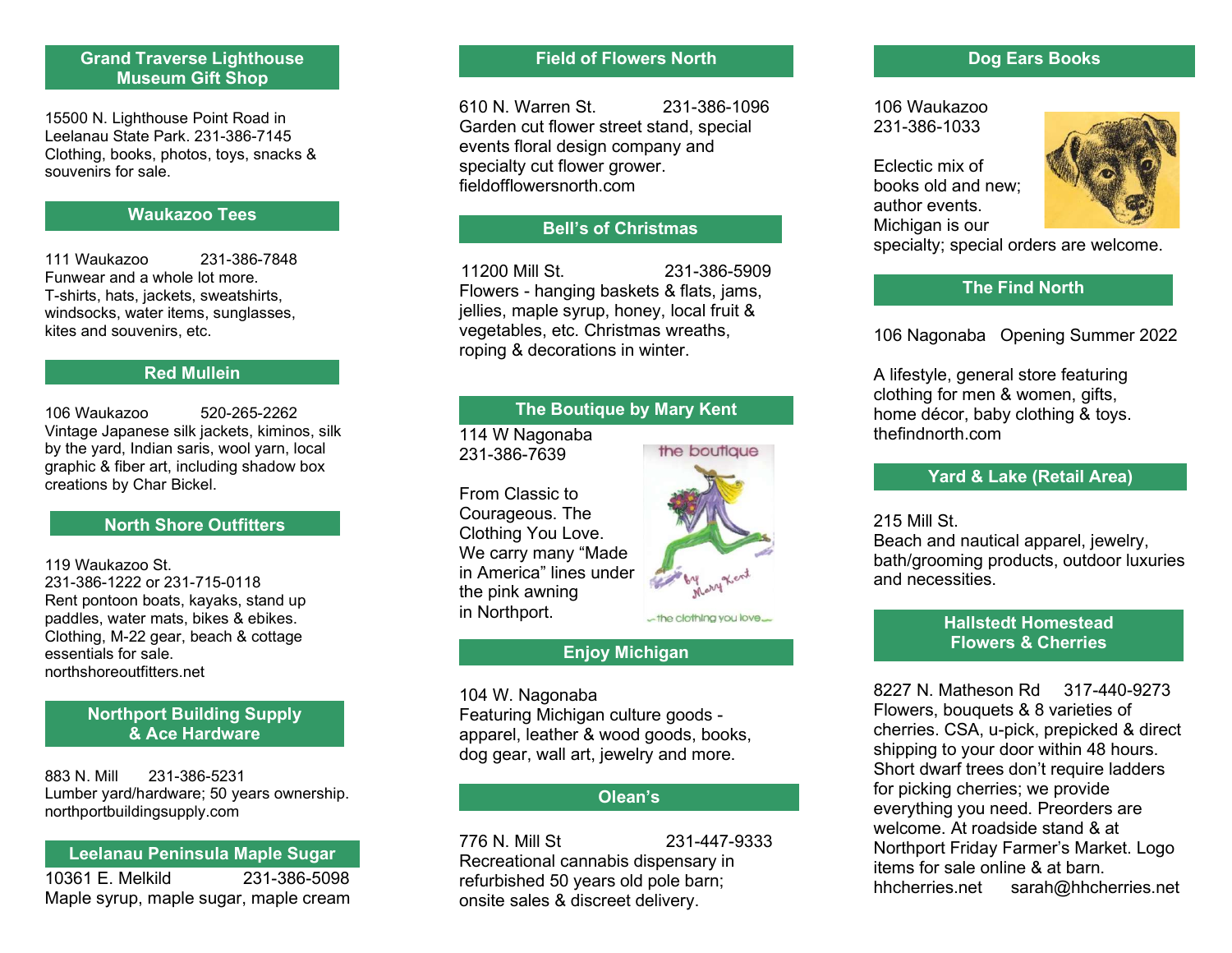## Grand Traverse Lighthouse Museum Gift Shop

15500 N. Lighthouse Point Road in Leelanau State Park. 231-386-7145
Clothing, books, photos, toys, snacks & souvenirs for sale.

## Waukazoo Tees

111 Waukazoo 231-386-7848
Funwear and a whole lot more.
T-shirts, hats, jackets, sweatshirts, windsocks, water items, sunglasses, kites and souvenirs, etc.

## Red Mullein

106 Waukazoo 520-265-2262
Vintage Japanese silk jackets, kiminos, silk by the yard, Indian saris, wool yarn, local graphic & fiber art, including shadow box creations by Char Bickel.

## North Shore Outfitters

119 Waukazoo St.
231-386-1222 or 231-715-0118
Rent pontoon boats, kayaks, stand up paddles, water mats, bikes & ebikes.
Clothing, M-22 gear, beach & cottage essentials for sale.
northshoreoutfitters.net

## Northport Building Supply & Ace Hardware

883 N. Mill 231-386-5231
Lumber yard/hardware; 50 years ownership.
northportbuildingsupply.com

## Leelanau Peninsula Maple Sugar

10361 E. Melkild 231-386-5098
Maple syrup, maple sugar, maple cream

## Field of Flowers North

610 N. Warren St. 231-386-1096
Garden cut flower street stand, special events floral design company and specialty cut flower grower.
fieldofflowersnorth.com

## Bell's of Christmas

11200 Mill St. 231-386-5909
Flowers - hanging baskets & flats, jams, jellies, maple syrup, honey, local fruit & vegetables, etc. Christmas wreaths, roping & decorations in winter.

## The Boutique by Mary Kent

114 W Nagonaba
231-386-7639

From Classic to Courageous. The Clothing You Love.
We carry many "Made in America" lines under the pink awning in Northport.

## Enjoy Michigan

104 W. Nagonaba
Featuring Michigan culture goods - apparel, leather & wood goods, books, dog gear, wall art, jewelry and more.

## Olean's

776 N. Mill St 231-447-9333
Recreational cannabis dispensary in refurbished 50 years old pole barn; onsite sales & discreet delivery.

## Dog Ears Books

106 Waukazoo
231-386-1033

Eclectic mix of books old and new; author events.
Michigan is our specialty; special orders are welcome.

## The Find North

106 Nagonaba Opening Summer 2022

A lifestyle, general store featuring clothing for men & women, gifts, home décor, baby clothing & toys.
thefindnorth.com

## Yard & Lake (Retail Area)

215 Mill St.
Beach and nautical apparel, jewelry, bath/grooming products, outdoor luxuries and necessities.

## Hallstedt Homestead Flowers & Cherries

8227 N. Matheson Rd 317-440-9273
Flowers, bouquets & 8 varieties of cherries. CSA, u-pick, prepicked & direct shipping to your door within 48 hours. Short dwarf trees don't require ladders for picking cherries; we provide everything you need. Preorders are welcome. At roadside stand & at Northport Friday Farmer's Market. Logo items for sale online & at barn.
hhcherries.net sarah@hhcherries.net